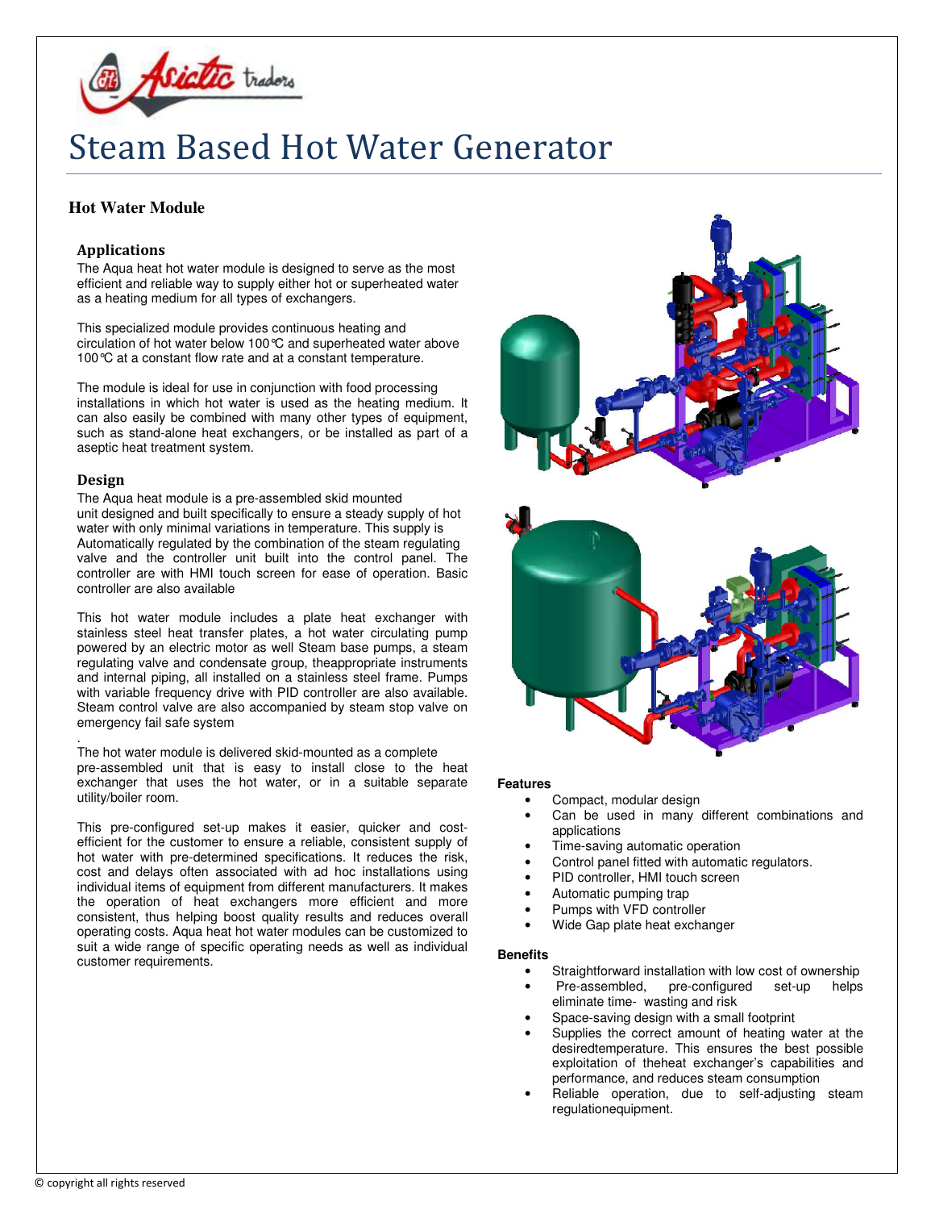# Steam Based Hot Water Generator

## Hot Water Module

### Applications

The Aqua heat hot water module is designed to serve as the most efficient and reliable way to supply either hot or superheated water as a heating medium for all types of exchangers.

This specialized module provides continuous heating and circulation of hot water below 100℃ and superheated water above 100℃ at a constant flow rate and at a constant temperature.

The module is ideal for use in conjunction with food processing installations in which hot water is used as the heating medium. It can also easily be combined with many other types of equipment, such as stand-alone heat exchangers, or be installed as part of a aseptic heat treatment system.

### Design

The Aqua heat module is a pre-assembled skid mounted unit designed and built specifically to ensure a steady supply of hot water with only minimal variations in temperature. This supply is Automatically regulated by the combination of the steam regulating valve and the controller unit built into the control panel. The controller are with HMI touch screen for ease of operation. Basic controller are also available

This hot water module includes a plate heat exchanger with stainless steel heat transfer plates, a hot water circulating pump powered by an electric motor as well Steam base pumps, a steam regulating valve and condensate group, theappropriate instruments and internal piping, all installed on a stainless steel frame. Pumps with variable frequency drive with PID controller are also available. Steam control valve are also accompanied by steam stop valve on emergency fail safe system

.

The hot water module is delivered skid-mounted as a complete pre-assembled unit that is easy to install close to the heat exchanger that uses the hot water, or in a suitable separate utility/boiler room.

This pre-configured set-up makes it easier, quicker and cost-efficient for the customer to ensure a reliable, consistent supply of hot water with pre-determined specifications. It reduces the risk, cost and delays often associated with ad hoc installations using individual items of equipment from different manufacturers. It makes the operation of heat exchangers more efficient and more consistent, thus helping boost quality results and reduces overall operating costs. Aqua heat hot water modules can be customized to suit a wide range of specific operating needs as well as individual customer requirements.

**Features**

- Compact, modular design
- Can be used in many different combinations and applications
- Time-saving automatic operation
- Control panel fitted with automatic regulators.
- PID controller, HMI touch screen
- Automatic pumping trap
- Pumps with VFD controller
- Wide Gap plate heat exchanger

**Benefits**

- Straightforward installation with low cost of ownership
- Pre-assembled, pre-configured set-up helps eliminate time- wasting and risk
- Space-saving design with a small footprint
- Supplies the correct amount of heating water at the desiredtemperature. This ensures the best possible exploitation of theheat exchanger's capabilities and performance, and reduces steam consumption
- Reliable operation, due to self-adjusting steam regulationequipment.

© copyright all rights reserved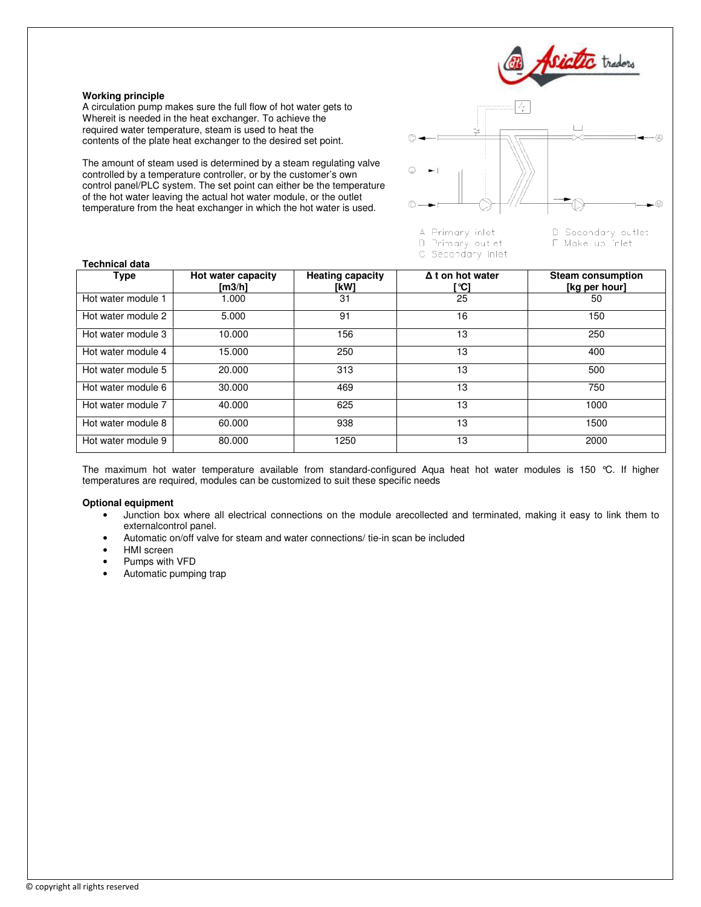**Working principle**

A circulation pump makes sure the full flow of hot water gets to Whereit is needed in the heat exchanger. To achieve the required water temperature, steam is used to heat the contents of the plate heat exchanger to the desired set point.

The amount of steam used is determined by a steam regulating valve controlled by a temperature controller, or by the customer's own control panel/PLC system. The set point can either be the temperature of the hot water leaving the actual hot water module, or the outlet temperature from the heat exchanger in which the hot water is used.

A Primary inlet
B Primary outlet
C Secondary inlet
D Secondary outlet
E Make up inlet

**Technical data**

| Type | Hot water capacity [m3/h] | Heating capacity [kW] | Δ t on hot water [°C] | Steam consumption [kg per hour] |
|---|---|---|---|---|
| Hot water module 1 | 1.000 | 31 | 25 | 50 |
| Hot water module 2 | 5.000 | 91 | 16 | 150 |
| Hot water module 3 | 10.000 | 156 | 13 | 250 |
| Hot water module 4 | 15.000 | 250 | 13 | 400 |
| Hot water module 5 | 20.000 | 313 | 13 | 500 |
| Hot water module 6 | 30.000 | 469 | 13 | 750 |
| Hot water module 7 | 40.000 | 625 | 13 | 1000 |
| Hot water module 8 | 60.000 | 938 | 13 | 1500 |
| Hot water module 9 | 80.000 | 1250 | 13 | 2000 |

The maximum hot water temperature available from standard-configured Aqua heat hot water modules is 150 °C. If higher temperatures are required, modules can be customized to suit these specific needs

**Optional equipment**

- Junction box where all electrical connections on the module arecollected and terminated, making it easy to link them to externalcontrol panel.
- Automatic on/off valve for steam and water connections/ tie-in scan be included
- HMI screen
- Pumps with VFD
- Automatic pumping trap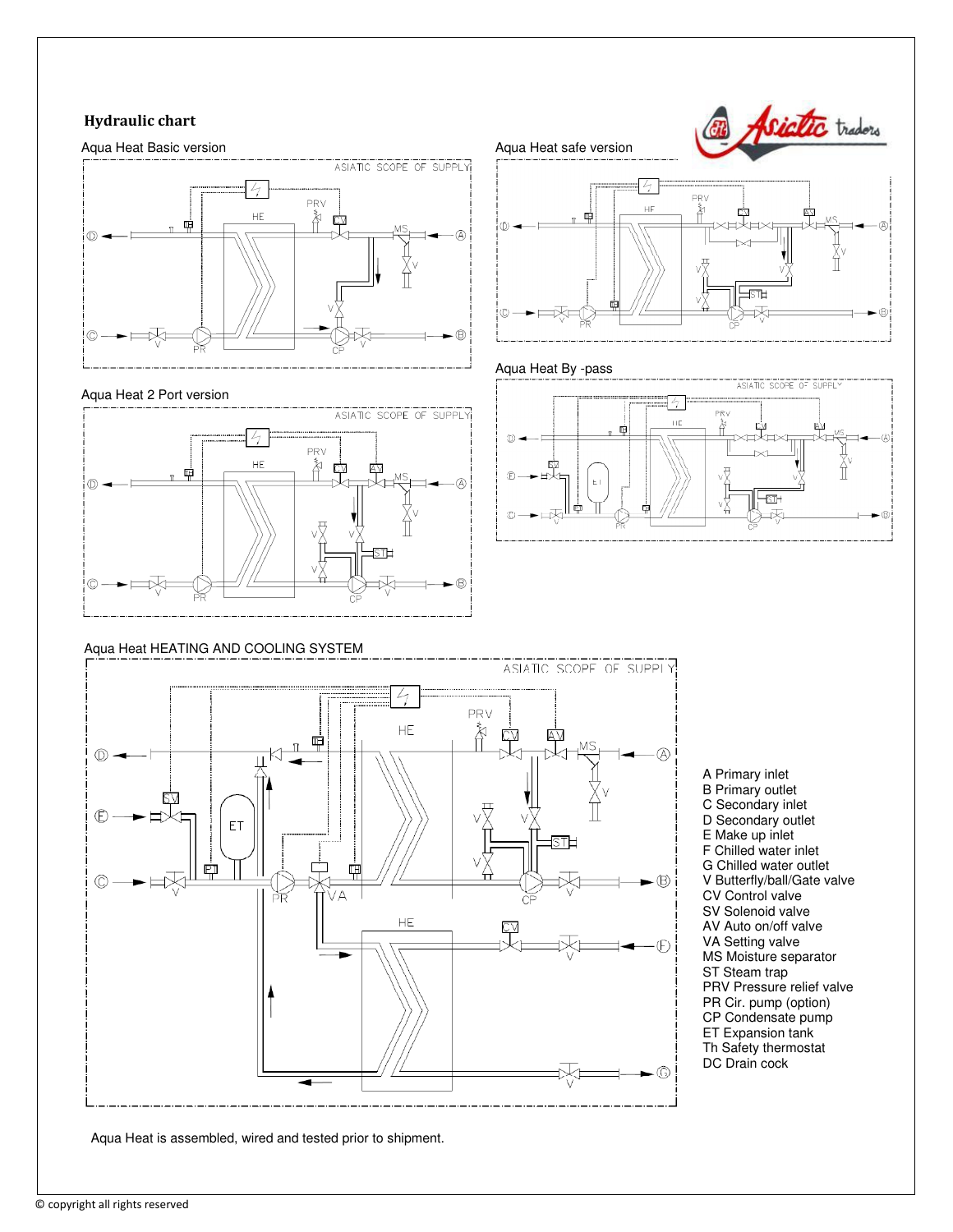## Hydraulic chart

Aqua Heat Basic version

Aqua Heat safe version

Aqua Heat By -pass

Aqua Heat 2 Port version

Aqua Heat HEATING AND COOLING SYSTEM

A Primary inlet
B Primary outlet
C Secondary inlet
D Secondary outlet
E Make up inlet
F Chilled water inlet
G Chilled water outlet
V Butterfly/ball/Gate valve
CV Control valve
SV Solenoid valve
AV Auto on/off valve
VA Setting valve
MS Moisture separator
ST Steam trap
PRV Pressure relief valve
PR Cir. pump (option)
CP Condensate pump
ET Expansion tank
Th Safety thermostat
DC Drain cock

Aqua Heat is assembled, wired and tested prior to shipment.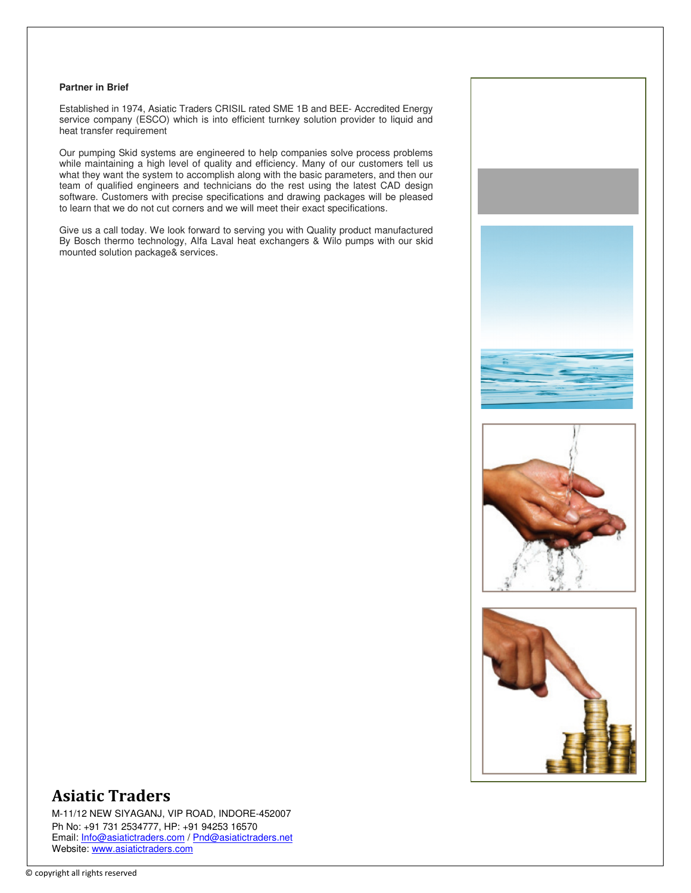**Partner in Brief**

Established in 1974, Asiatic Traders CRISIL rated SME 1B and BEE- Accredited Energy service company (ESCO) which is into efficient turnkey solution provider to liquid and heat transfer requirement

Our pumping Skid systems are engineered to help companies solve process problems while maintaining a high level of quality and efficiency. Many of our customers tell us what they want the system to accomplish along with the basic parameters, and then our team of qualified engineers and technicians do the rest using the latest CAD design software. Customers with precise specifications and drawing packages will be pleased to learn that we do not cut corners and we will meet their exact specifications.

Give us a call today. We look forward to serving you with Quality product manufactured By Bosch thermo technology, Alfa Laval heat exchangers & Wilo pumps with our skid mounted solution package& services.

# Asiatic Traders

M-11/12 NEW SIYAGANJ, VIP ROAD, INDORE-452007
Ph No: +91 731 2534777, HP: +91 94253 16570
Email: Info@asiatictraders.com / Pnd@asiatictraders.net
Website: www.asiatictraders.com

© copyright all rights reserved